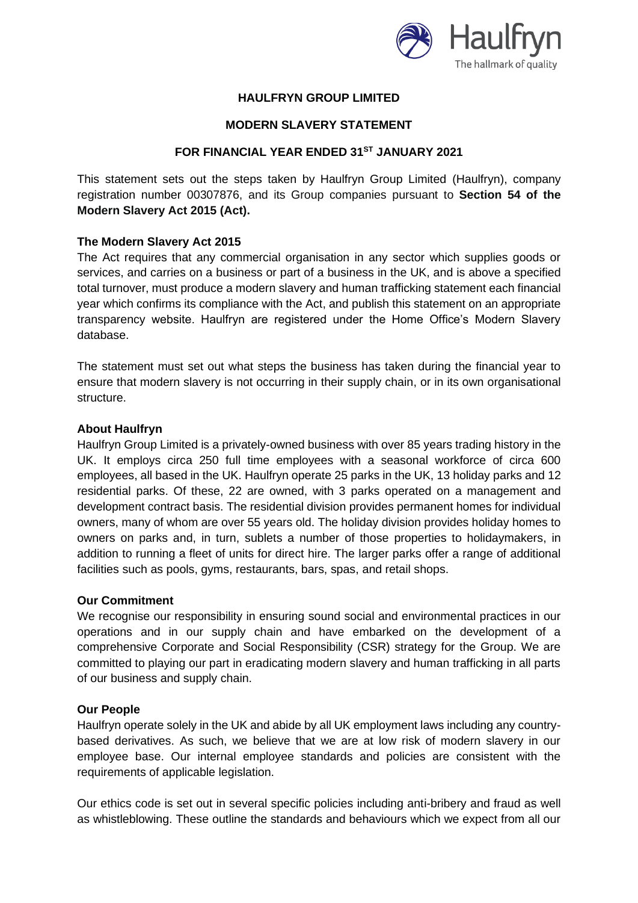# HAULFRYN GROUP LIMITED

## MODERN SLAVERY STATEMENT

## FOR FINANCIAL YEAR ENDED 31ST JANUARY 2021

This statement sets out the steps taken by Haulfryn Group Limited (Haulfryn), company registration number 00307876, and its Group companies pursuant to **Section 54 of the Modern Slavery Act 2015 (Act).**

### The Modern Slavery Act 2015

The Act requires that any commercial organisation in any sector which supplies goods or services, and carries on a business or part of a business in the UK, and is above a specified total turnover, must produce a modern slavery and human trafficking statement each financial year which confirms its compliance with the Act, and publish this statement on an appropriate transparency website. Haulfryn are registered under the Home Office's Modern Slavery database.

The statement must set out what steps the business has taken during the financial year to ensure that modern slavery is not occurring in their supply chain, or in its own organisational structure.

### About Haulfryn

Haulfryn Group Limited is a privately-owned business with over 85 years trading history in the UK. It employs circa 250 full time employees with a seasonal workforce of circa 600 employees, all based in the UK. Haulfryn operate 25 parks in the UK, 13 holiday parks and 12 residential parks. Of these, 22 are owned, with 3 parks operated on a management and development contract basis. The residential division provides permanent homes for individual owners, many of whom are over 55 years old. The holiday division provides holiday homes to owners on parks and, in turn, sublets a number of those properties to holidaymakers, in addition to running a fleet of units for direct hire. The larger parks offer a range of additional facilities such as pools, gyms, restaurants, bars, spas, and retail shops.

### Our Commitment

We recognise our responsibility in ensuring sound social and environmental practices in our operations and in our supply chain and have embarked on the development of a comprehensive Corporate and Social Responsibility (CSR) strategy for the Group. We are committed to playing our part in eradicating modern slavery and human trafficking in all parts of our business and supply chain.

### Our People

Haulfryn operate solely in the UK and abide by all UK employment laws including any country-based derivatives. As such, we believe that we are at low risk of modern slavery in our employee base. Our internal employee standards and policies are consistent with the requirements of applicable legislation.

Our ethics code is set out in several specific policies including anti-bribery and fraud as well as whistleblowing. These outline the standards and behaviours which we expect from all our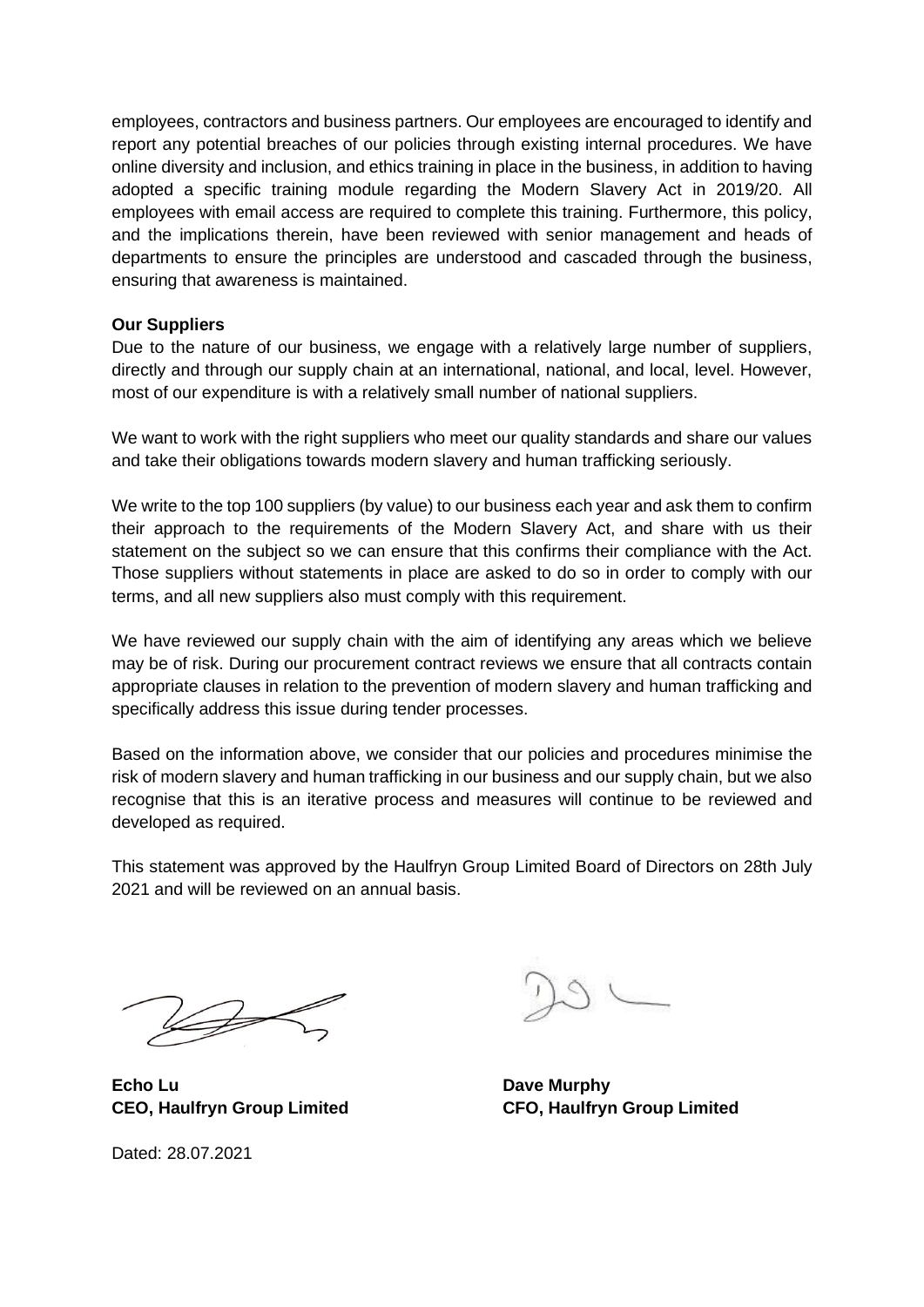employees, contractors and business partners. Our employees are encouraged to identify and report any potential breaches of our policies through existing internal procedures. We have online diversity and inclusion, and ethics training in place in the business, in addition to having adopted a specific training module regarding the Modern Slavery Act in 2019/20. All employees with email access are required to complete this training. Furthermore, this policy, and the implications therein, have been reviewed with senior management and heads of departments to ensure the principles are understood and cascaded through the business, ensuring that awareness is maintained.

**Our Suppliers**

Due to the nature of our business, we engage with a relatively large number of suppliers, directly and through our supply chain at an international, national, and local, level. However, most of our expenditure is with a relatively small number of national suppliers.

We want to work with the right suppliers who meet our quality standards and share our values and take their obligations towards modern slavery and human trafficking seriously.

We write to the top 100 suppliers (by value) to our business each year and ask them to confirm their approach to the requirements of the Modern Slavery Act, and share with us their statement on the subject so we can ensure that this confirms their compliance with the Act. Those suppliers without statements in place are asked to do so in order to comply with our terms, and all new suppliers also must comply with this requirement.

We have reviewed our supply chain with the aim of identifying any areas which we believe may be of risk. During our procurement contract reviews we ensure that all contracts contain appropriate clauses in relation to the prevention of modern slavery and human trafficking and specifically address this issue during tender processes.

Based on the information above, we consider that our policies and procedures minimise the risk of modern slavery and human trafficking in our business and our supply chain, but we also recognise that this is an iterative process and measures will continue to be reviewed and developed as required.

This statement was approved by the Haulfryn Group Limited Board of Directors on 28th July 2021 and will be reviewed on an annual basis.

**Echo Lu**
**CEO, Haulfryn Group Limited**

**Dave Murphy**
**CFO, Haulfryn Group Limited**

Dated: 28.07.2021